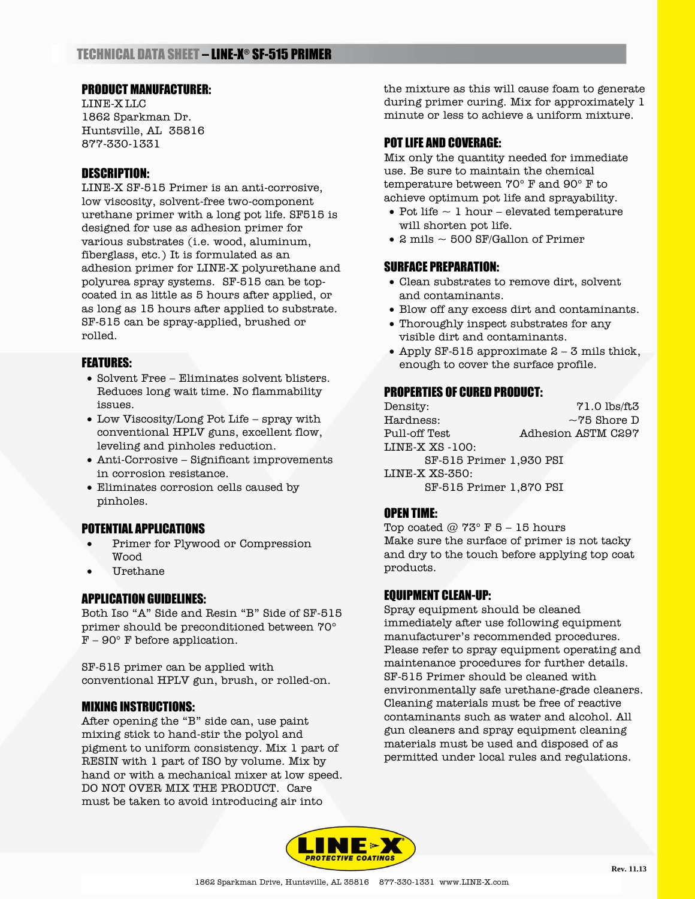# TECHNICAL DATA SHEET – LINE-X® SF-515 PRIMER

## PRODUCT MANUFACTURER:

LINE-X LLC
1862 Sparkman Dr.
Huntsville, AL 35816
877-330-1331

## DESCRIPTION:

LINE-X SF-515 Primer is an anti-corrosive, low viscosity, solvent-free two-component urethane primer with a long pot life. SF515 is designed for use as adhesion primer for various substrates (i.e. wood, aluminum, fiberglass, etc.) It is formulated as an adhesion primer for LINE-X polyurethane and polyurea spray systems. SF-515 can be top-coated in as little as 5 hours after applied, or as long as 15 hours after applied to substrate. SF-515 can be spray-applied, brushed or rolled.

## FEATURES:

- Solvent Free – Eliminates solvent blisters. Reduces long wait time. No flammability issues.
- Low Viscosity/Long Pot Life – spray with conventional HPLV guns, excellent flow, leveling and pinholes reduction.
- Anti-Corrosive – Significant improvements in corrosion resistance.
- Eliminates corrosion cells caused by pinholes.

## POTENTIAL APPLICATIONS

- Primer for Plywood or Compression Wood
- Urethane

## APPLICATION GUIDELINES:

Both Iso "A" Side and Resin "B" Side of SF-515 primer should be preconditioned between 70° F – 90° F before application.

SF-515 primer can be applied with conventional HPLV gun, brush, or rolled-on.

## MIXING INSTRUCTIONS:

After opening the "B" side can, use paint mixing stick to hand-stir the polyol and pigment to uniform consistency. Mix 1 part of RESIN with 1 part of ISO by volume. Mix by hand or with a mechanical mixer at low speed. DO NOT OVER MIX THE PRODUCT. Care must be taken to avoid introducing air into the mixture as this will cause foam to generate during primer curing. Mix for approximately 1 minute or less to achieve a uniform mixture.

## POT LIFE AND COVERAGE:

Mix only the quantity needed for immediate use. Be sure to maintain the chemical temperature between 70° F and 90° F to achieve optimum pot life and sprayability.

- Pot life ~ 1 hour – elevated temperature will shorten pot life.
- 2 mils ~ 500 SF/Gallon of Primer

## SURFACE PREPARATION:

- Clean substrates to remove dirt, solvent and contaminants.
- Blow off any excess dirt and contaminants.
- Thoroughly inspect substrates for any visible dirt and contaminants.
- Apply SF-515 approximate 2 – 3 mils thick, enough to cover the surface profile.

## PROPERTIES OF CURED PRODUCT:

| | |
|---|---|
| Density: | 71.0 lbs/ft3 |
| Hardness: | ~75 Shore D |
| Pull-off Test | Adhesion ASTM C297 |

LINE-X XS -100:
SF-515 Primer 1,930 PSI

LINE-X XS-350:
SF-515 Primer 1,870 PSI

## OPEN TIME:

Top coated @ 73° F 5 – 15 hours
Make sure the surface of primer is not tacky and dry to the touch before applying top coat products.

## EQUIPMENT CLEAN-UP:

Spray equipment should be cleaned immediately after use following equipment manufacturer's recommended procedures. Please refer to spray equipment operating and maintenance procedures for further details. SF-515 Primer should be cleaned with environmentally safe urethane-grade cleaners. Cleaning materials must be free of reactive contaminants such as water and alcohol. All gun cleaners and spray equipment cleaning materials must be used and disposed of as permitted under local rules and regulations.

Rev. 11.13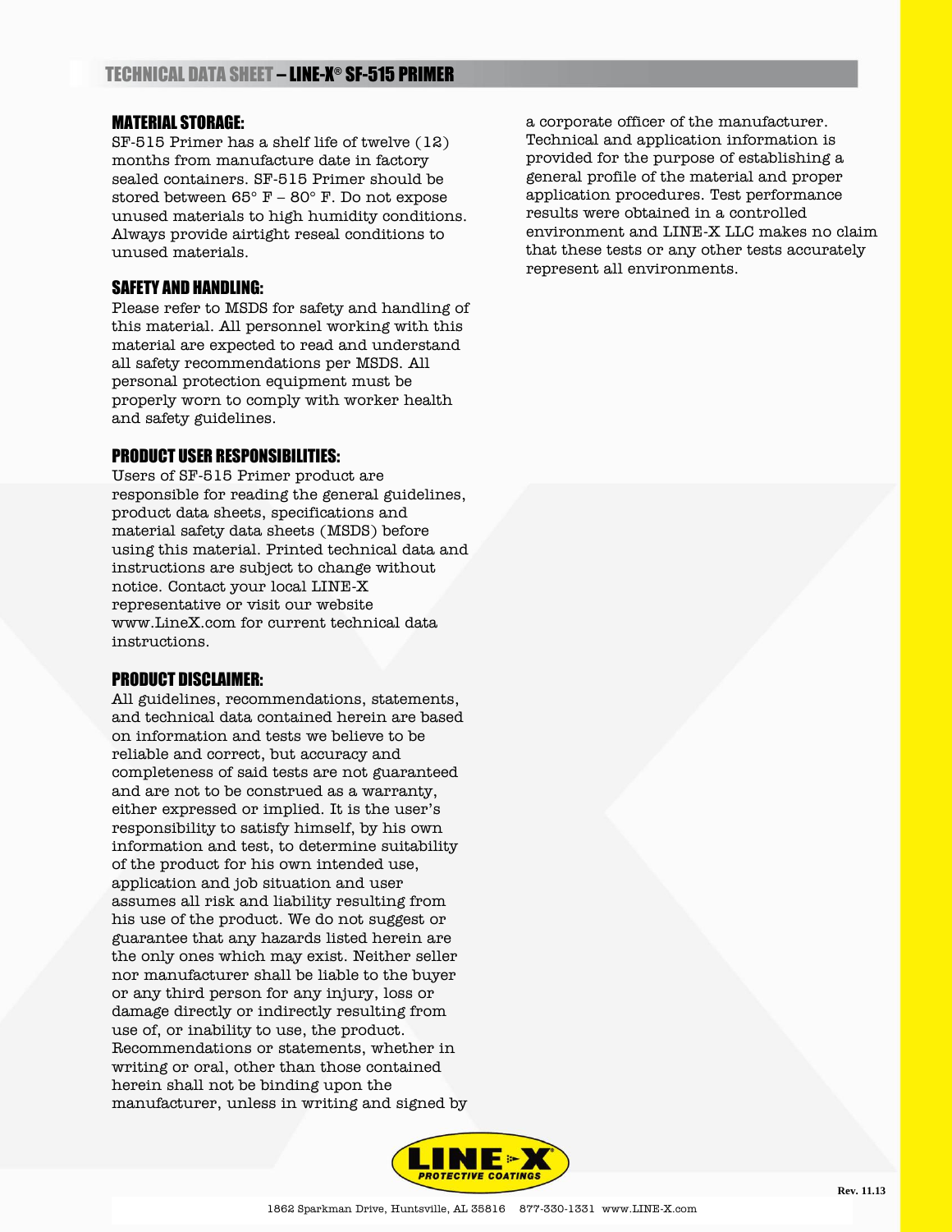## MATERIAL STORAGE:

SF-515 Primer has a shelf life of twelve (12) months from manufacture date in factory sealed containers. SF-515 Primer should be stored between 65° F – 80° F. Do not expose unused materials to high humidity conditions. Always provide airtight reseal conditions to unused materials.

## SAFETY AND HANDLING:

Please refer to MSDS for safety and handling of this material. All personnel working with this material are expected to read and understand all safety recommendations per MSDS. All personal protection equipment must be properly worn to comply with worker health and safety guidelines.

## PRODUCT USER RESPONSIBILITIES:

Users of SF-515 Primer product are responsible for reading the general guidelines, product data sheets, specifications and material safety data sheets (MSDS) before using this material. Printed technical data and instructions are subject to change without notice. Contact your local LINE-X representative or visit our website www.LineX.com for current technical data instructions.

## PRODUCT DISCLAIMER:

All guidelines, recommendations, statements, and technical data contained herein are based on information and tests we believe to be reliable and correct, but accuracy and completeness of said tests are not guaranteed and are not to be construed as a warranty, either expressed or implied. It is the user's responsibility to satisfy himself, by his own information and test, to determine suitability of the product for his own intended use, application and job situation and user assumes all risk and liability resulting from his use of the product. We do not suggest or guarantee that any hazards listed herein are the only ones which may exist. Neither seller nor manufacturer shall be liable to the buyer or any third person for any injury, loss or damage directly or indirectly resulting from use of, or inability to use, the product. Recommendations or statements, whether in writing or oral, other than those contained herein shall not be binding upon the manufacturer, unless in writing and signed by a corporate officer of the manufacturer. Technical and application information is provided for the purpose of establishing a general profile of the material and proper application procedures. Test performance results were obtained in a controlled environment and LINE-X LLC makes no claim that these tests or any other tests accurately represent all environments.

Rev. 11.13

1862 Sparkman Drive, Huntsville, AL 35816 877-330-1331 www.LINE-X.com